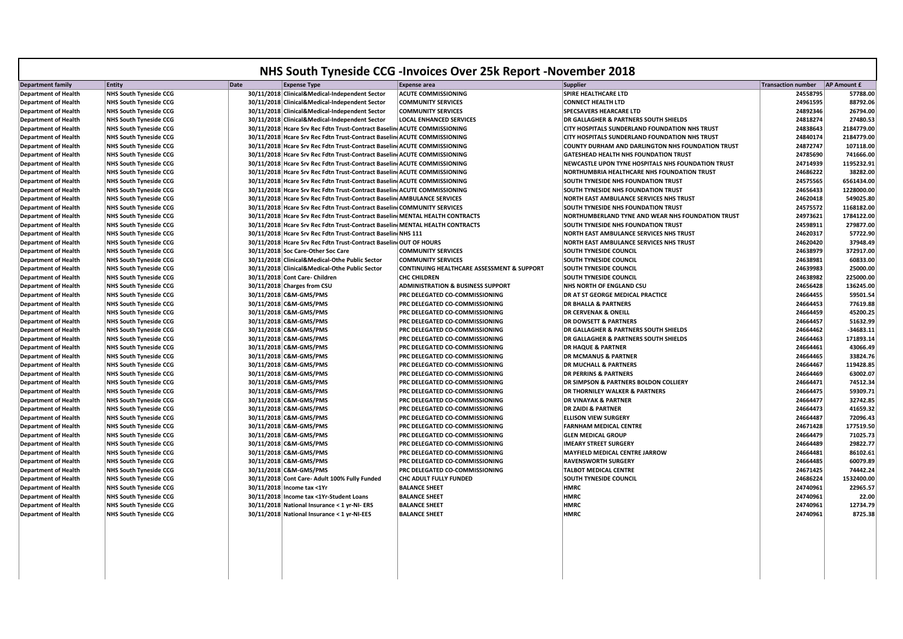# NHS South Tyneside CCG -Invoices Over 25k Report -November 2018

| Department family | Entity | Date | Expense Type | Expense area | Supplier | Transaction number | AP Amount £ |
|---|---|---|---|---|---|---|---|
| Department of Health | NHS South Tyneside CCG | 30/11/2018 | Clinical&Medical-Independent Sector | ACUTE COMMISSIONING | SPIRE HEALTHCARE LTD | 24558795 | 57788.00 |
| Department of Health | NHS South Tyneside CCG | 30/11/2018 | Clinical&Medical-Independent Sector | COMMUNITY SERVICES | CONNECT HEALTH LTD | 24961595 | 88792.06 |
| Department of Health | NHS South Tyneside CCG | 30/11/2018 | Clinical&Medical-Independent Sector | COMMUNITY SERVICES | SPECSAVERS HEARCARE LTD | 24892346 | 26794.00 |
| Department of Health | NHS South Tyneside CCG | 30/11/2018 | Clinical&Medical-Independent Sector | LOCAL ENHANCED SERVICES | DR GALLAGHER & PARTNERS SOUTH SHIELDS | 24818274 | 27480.53 |
| Department of Health | NHS South Tyneside CCG | 30/11/2018 | Hcare Srv Rec Fdtn Trust-Contract Baselin | ACUTE COMMISSIONING | CITY HOSPITALS SUNDERLAND FOUNDATION NHS TRUST | 24838643 | 2184779.00 |
| Department of Health | NHS South Tyneside CCG | 30/11/2018 | Hcare Srv Rec Fdtn Trust-Contract Baselin | ACUTE COMMISSIONING | CITY HOSPITALS SUNDERLAND FOUNDATION NHS TRUST | 24840174 | 2184779.00 |
| Department of Health | NHS South Tyneside CCG | 30/11/2018 | Hcare Srv Rec Fdtn Trust-Contract Baselin | ACUTE COMMISSIONING | COUNTY DURHAM AND DARLINGTON NHS FOUNDATION TRUST | 24872747 | 107118.00 |
| Department of Health | NHS South Tyneside CCG | 30/11/2018 | Hcare Srv Rec Fdtn Trust-Contract Baselin | ACUTE COMMISSIONING | GATESHEAD HEALTH NHS FOUNDATION TRUST | 24785690 | 741666.00 |
| Department of Health | NHS South Tyneside CCG | 30/11/2018 | Hcare Srv Rec Fdtn Trust-Contract Baselin | ACUTE COMMISSIONING | NEWCASTLE UPON TYNE HOSPITALS NHS FOUNDATION TRUST | 24714939 | 1195232.91 |
| Department of Health | NHS South Tyneside CCG | 30/11/2018 | Hcare Srv Rec Fdtn Trust-Contract Baselin | ACUTE COMMISSIONING | NORTHUMBRIA HEALTHCARE NHS FOUNDATION TRUST | 24686222 | 38282.00 |
| Department of Health | NHS South Tyneside CCG | 30/11/2018 | Hcare Srv Rec Fdtn Trust-Contract Baselin | ACUTE COMMISSIONING | SOUTH TYNESIDE NHS FOUNDATION TRUST | 24575565 | 6561434.00 |
| Department of Health | NHS South Tyneside CCG | 30/11/2018 | Hcare Srv Rec Fdtn Trust-Contract Baselin | ACUTE COMMISSIONING | SOUTH TYNESIDE NHS FOUNDATION TRUST | 24656433 | 1228000.00 |
| Department of Health | NHS South Tyneside CCG | 30/11/2018 | Hcare Srv Rec Fdtn Trust-Contract Baselin | AMBULANCE SERVICES | NORTH EAST AMBULANCE SERVICES NHS TRUST | 24620418 | 549025.80 |
| Department of Health | NHS South Tyneside CCG | 30/11/2018 | Hcare Srv Rec Fdtn Trust-Contract Baselin | COMMUNITY SERVICES | SOUTH TYNESIDE NHS FOUNDATION TRUST | 24575572 | 1168182.00 |
| Department of Health | NHS South Tyneside CCG | 30/11/2018 | Hcare Srv Rec Fdtn Trust-Contract Baselin | MENTAL HEALTH CONTRACTS | NORTHUMBERLAND TYNE AND WEAR NHS FOUNDATION TRUST | 24973621 | 1784122.00 |
| Department of Health | NHS South Tyneside CCG | 30/11/2018 | Hcare Srv Rec Fdtn Trust-Contract Baselin | MENTAL HEALTH CONTRACTS | SOUTH TYNESIDE NHS FOUNDATION TRUST | 24598911 | 279877.00 |
| Department of Health | NHS South Tyneside CCG | 30/11/2018 | Hcare Srv Rec Fdtn Trust-Contract Baselin | NHS 111 | NORTH EAST AMBULANCE SERVICES NHS TRUST | 24620317 | 57722.90 |
| Department of Health | NHS South Tyneside CCG | 30/11/2018 | Hcare Srv Rec Fdtn Trust-Contract Baselin | OUT OF HOURS | NORTH EAST AMBULANCE SERVICES NHS TRUST | 24620420 | 37948.49 |
| Department of Health | NHS South Tyneside CCG | 30/11/2018 | Soc Care-Other Soc Care | COMMUNITY SERVICES | SOUTH TYNESIDE COUNCIL | 24638979 | 372917.00 |
| Department of Health | NHS South Tyneside CCG | 30/11/2018 | Clinical&Medical-Othe Public Sector | COMMUNITY SERVICES | SOUTH TYNESIDE COUNCIL | 24638981 | 60833.00 |
| Department of Health | NHS South Tyneside CCG | 30/11/2018 | Clinical&Medical-Othe Public Sector | CONTINUING HEALTHCARE ASSESSMENT & SUPPORT | SOUTH TYNESIDE COUNCIL | 24639983 | 25000.00 |
| Department of Health | NHS South Tyneside CCG | 30/11/2018 | Cont Care- Children | CHC CHILDREN | SOUTH TYNESIDE COUNCIL | 24638982 | 225000.00 |
| Department of Health | NHS South Tyneside CCG | 30/11/2018 | Charges from CSU | ADMINISTRATION & BUSINESS SUPPORT | NHS NORTH OF ENGLAND CSU | 24656428 | 136245.00 |
| Department of Health | NHS South Tyneside CCG | 30/11/2018 | C&M-GMS/PMS | PRC DELEGATED CO-COMMISSIONING | DR AT ST GEORGE MEDICAL PRACTICE | 24664455 | 59501.54 |
| Department of Health | NHS South Tyneside CCG | 30/11/2018 | C&M-GMS/PMS | PRC DELEGATED CO-COMMISSIONING | DR BHALLA & PARTNERS | 24664453 | 77619.88 |
| Department of Health | NHS South Tyneside CCG | 30/11/2018 | C&M-GMS/PMS | PRC DELEGATED CO-COMMISSIONING | DR CERVENAK & ONEILL | 24664459 | 45200.25 |
| Department of Health | NHS South Tyneside CCG | 30/11/2018 | C&M-GMS/PMS | PRC DELEGATED CO-COMMISSIONING | DR DOWSETT & PARTNERS | 24664457 | 51632.99 |
| Department of Health | NHS South Tyneside CCG | 30/11/2018 | C&M-GMS/PMS | PRC DELEGATED CO-COMMISSIONING | DR GALLAGHER & PARTNERS SOUTH SHIELDS | 24664462 | -34683.11 |
| Department of Health | NHS South Tyneside CCG | 30/11/2018 | C&M-GMS/PMS | PRC DELEGATED CO-COMMISSIONING | DR GALLAGHER & PARTNERS SOUTH SHIELDS | 24664463 | 171893.14 |
| Department of Health | NHS South Tyneside CCG | 30/11/2018 | C&M-GMS/PMS | PRC DELEGATED CO-COMMISSIONING | DR HAQUE & PARTNER | 24664461 | 43066.49 |
| Department of Health | NHS South Tyneside CCG | 30/11/2018 | C&M-GMS/PMS | PRC DELEGATED CO-COMMISSIONING | DR MCMANUS & PARTNER | 24664465 | 33824.76 |
| Department of Health | NHS South Tyneside CCG | 30/11/2018 | C&M-GMS/PMS | PRC DELEGATED CO-COMMISSIONING | DR MUCHALL & PARTNERS | 24664467 | 119428.85 |
| Department of Health | NHS South Tyneside CCG | 30/11/2018 | C&M-GMS/PMS | PRC DELEGATED CO-COMMISSIONING | DR PERRINS & PARTNERS | 24664469 | 63002.07 |
| Department of Health | NHS South Tyneside CCG | 30/11/2018 | C&M-GMS/PMS | PRC DELEGATED CO-COMMISSIONING | DR SIMPSON & PARTNERS BOLDON COLLIERY | 24664471 | 74512.34 |
| Department of Health | NHS South Tyneside CCG | 30/11/2018 | C&M-GMS/PMS | PRC DELEGATED CO-COMMISSIONING | DR THORNILEY WALKER & PARTNERS | 24664475 | 59309.71 |
| Department of Health | NHS South Tyneside CCG | 30/11/2018 | C&M-GMS/PMS | PRC DELEGATED CO-COMMISSIONING | DR VINAYAK & PARTNER | 24664477 | 32742.85 |
| Department of Health | NHS South Tyneside CCG | 30/11/2018 | C&M-GMS/PMS | PRC DELEGATED CO-COMMISSIONING | DR ZAIDI & PARTNER | 24664473 | 41659.32 |
| Department of Health | NHS South Tyneside CCG | 30/11/2018 | C&M-GMS/PMS | PRC DELEGATED CO-COMMISSIONING | ELLISON VIEW SURGERY | 24664487 | 72096.43 |
| Department of Health | NHS South Tyneside CCG | 30/11/2018 | C&M-GMS/PMS | PRC DELEGATED CO-COMMISSIONING | FARNHAM MEDICAL CENTRE | 24671428 | 177519.50 |
| Department of Health | NHS South Tyneside CCG | 30/11/2018 | C&M-GMS/PMS | PRC DELEGATED CO-COMMISSIONING | GLEN MEDICAL GROUP | 24664479 | 71025.73 |
| Department of Health | NHS South Tyneside CCG | 30/11/2018 | C&M-GMS/PMS | PRC DELEGATED CO-COMMISSIONING | IMEARY STREET SURGERY | 24664489 | 29822.77 |
| Department of Health | NHS South Tyneside CCG | 30/11/2018 | C&M-GMS/PMS | PRC DELEGATED CO-COMMISSIONING | MAYFIELD MEDICAL CENTRE JARROW | 24664481 | 86102.61 |
| Department of Health | NHS South Tyneside CCG | 30/11/2018 | C&M-GMS/PMS | PRC DELEGATED CO-COMMISSIONING | RAVENSWORTH SURGERY | 24664485 | 60079.89 |
| Department of Health | NHS South Tyneside CCG | 30/11/2018 | C&M-GMS/PMS | PRC DELEGATED CO-COMMISSIONING | TALBOT MEDICAL CENTRE | 24671425 | 74442.24 |
| Department of Health | NHS South Tyneside CCG | 30/11/2018 | Cont Care- Adult 100% Fully Funded | CHC ADULT FULLY FUNDED | SOUTH TYNESIDE COUNCIL | 24686224 | 1532400.00 |
| Department of Health | NHS South Tyneside CCG | 30/11/2018 | Income tax <1Yr | BALANCE SHEET | HMRC | 24740961 | 22965.57 |
| Department of Health | NHS South Tyneside CCG | 30/11/2018 | Income tax <1Yr-Student Loans | BALANCE SHEET | HMRC | 24740961 | 22.00 |
| Department of Health | NHS South Tyneside CCG | 30/11/2018 | National Insurance < 1 yr-NI- ERS | BALANCE SHEET | HMRC | 24740961 | 12734.79 |
| Department of Health | NHS South Tyneside CCG | 30/11/2018 | National Insurance < 1 yr-NI-EES | BALANCE SHEET | HMRC | 24740961 | 8725.38 |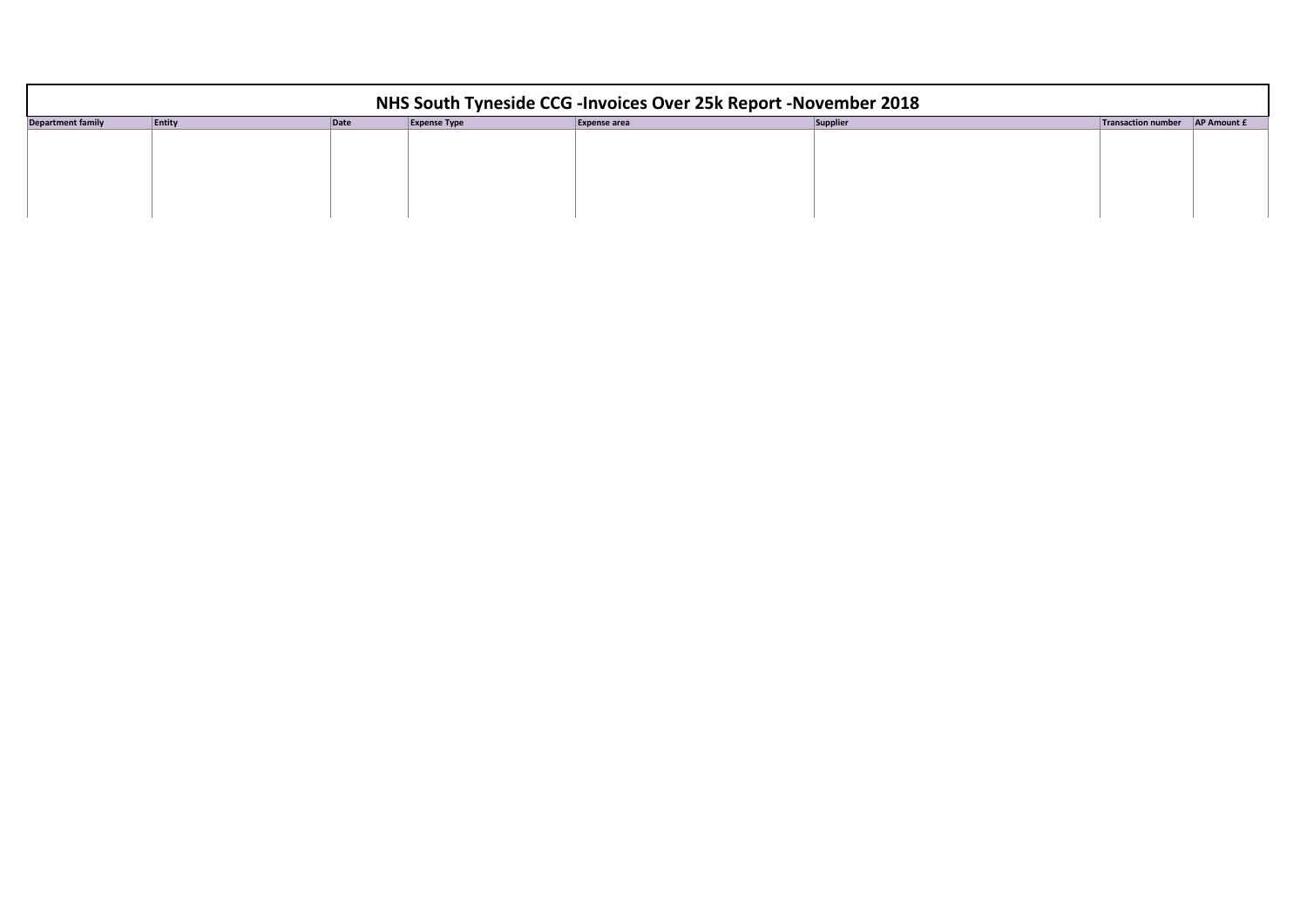# NHS South Tyneside CCG -Invoices Over 25k Report -November 2018

| Department family | Entity | Date | Expense Type | Expense area | Supplier | Transaction number | AP Amount £ |
|---|---|---|---|---|---|---|---|